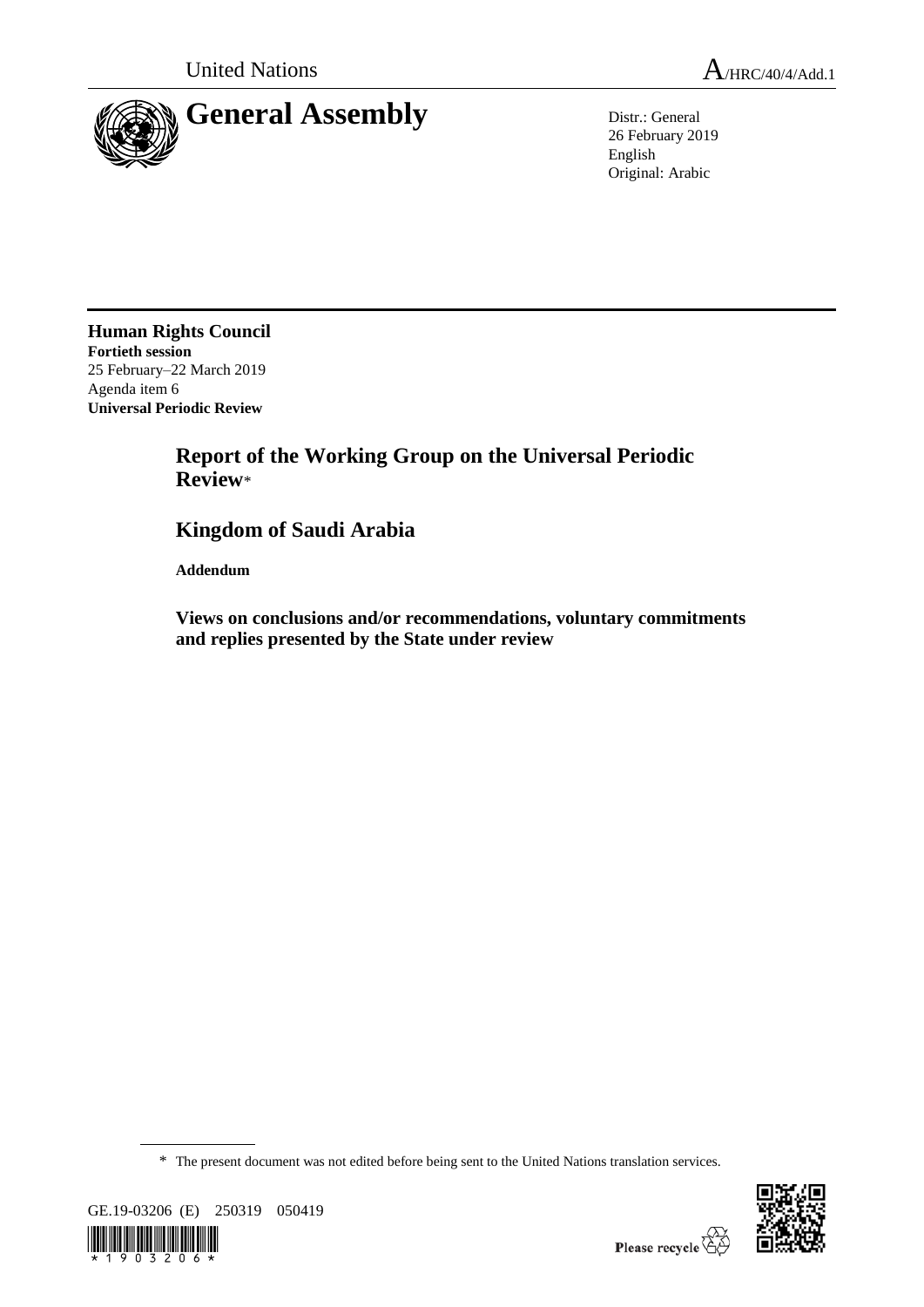United Nations

A/HRC/40/4/Add.1

# General Assembly

Distr.: General
26 February 2019
English
Original: Arabic

**Human Rights Council**
**Fortieth session**
25 February–22 March 2019
Agenda item 6
**Universal Periodic Review**

## Report of the Working Group on the Universal Periodic Review*

## Kingdom of Saudi Arabia

**Addendum**

### Views on conclusions and/or recommendations, voluntary commitments and replies presented by the State under review

\* The present document was not edited before being sent to the United Nations translation services.

GE.19-03206 (E) 250319 050419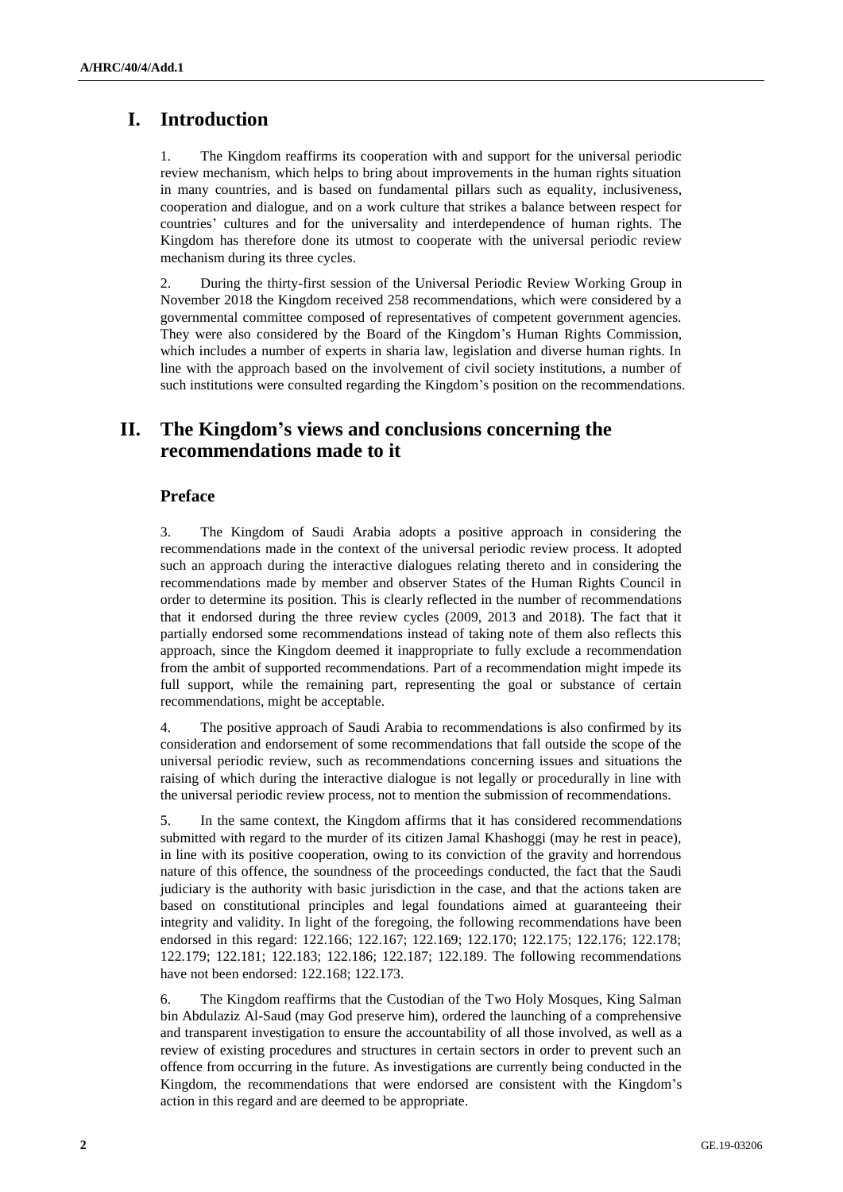# I. Introduction

1. The Kingdom reaffirms its cooperation with and support for the universal periodic review mechanism, which helps to bring about improvements in the human rights situation in many countries, and is based on fundamental pillars such as equality, inclusiveness, cooperation and dialogue, and on a work culture that strikes a balance between respect for countries' cultures and for the universality and interdependence of human rights. The Kingdom has therefore done its utmost to cooperate with the universal periodic review mechanism during its three cycles.

2. During the thirty-first session of the Universal Periodic Review Working Group in November 2018 the Kingdom received 258 recommendations, which were considered by a governmental committee composed of representatives of competent government agencies. They were also considered by the Board of the Kingdom's Human Rights Commission, which includes a number of experts in sharia law, legislation and diverse human rights. In line with the approach based on the involvement of civil society institutions, a number of such institutions were consulted regarding the Kingdom's position on the recommendations.

# II. The Kingdom's views and conclusions concerning the recommendations made to it

## Preface

3. The Kingdom of Saudi Arabia adopts a positive approach in considering the recommendations made in the context of the universal periodic review process. It adopted such an approach during the interactive dialogues relating thereto and in considering the recommendations made by member and observer States of the Human Rights Council in order to determine its position. This is clearly reflected in the number of recommendations that it endorsed during the three review cycles (2009, 2013 and 2018). The fact that it partially endorsed some recommendations instead of taking note of them also reflects this approach, since the Kingdom deemed it inappropriate to fully exclude a recommendation from the ambit of supported recommendations. Part of a recommendation might impede its full support, while the remaining part, representing the goal or substance of certain recommendations, might be acceptable.

4. The positive approach of Saudi Arabia to recommendations is also confirmed by its consideration and endorsement of some recommendations that fall outside the scope of the universal periodic review, such as recommendations concerning issues and situations the raising of which during the interactive dialogue is not legally or procedurally in line with the universal periodic review process, not to mention the submission of recommendations.

5. In the same context, the Kingdom affirms that it has considered recommendations submitted with regard to the murder of its citizen Jamal Khashoggi (may he rest in peace), in line with its positive cooperation, owing to its conviction of the gravity and horrendous nature of this offence, the soundness of the proceedings conducted, the fact that the Saudi judiciary is the authority with basic jurisdiction in the case, and that the actions taken are based on constitutional principles and legal foundations aimed at guaranteeing their integrity and validity. In light of the foregoing, the following recommendations have been endorsed in this regard: 122.166; 122.167; 122.169; 122.170; 122.175; 122.176; 122.178; 122.179; 122.181; 122.183; 122.186; 122.187; 122.189. The following recommendations have not been endorsed: 122.168; 122.173.

6. The Kingdom reaffirms that the Custodian of the Two Holy Mosques, King Salman bin Abdulaziz Al-Saud (may God preserve him), ordered the launching of a comprehensive and transparent investigation to ensure the accountability of all those involved, as well as a review of existing procedures and structures in certain sectors in order to prevent such an offence from occurring in the future. As investigations are currently being conducted in the Kingdom, the recommendations that were endorsed are consistent with the Kingdom's action in this regard and are deemed to be appropriate.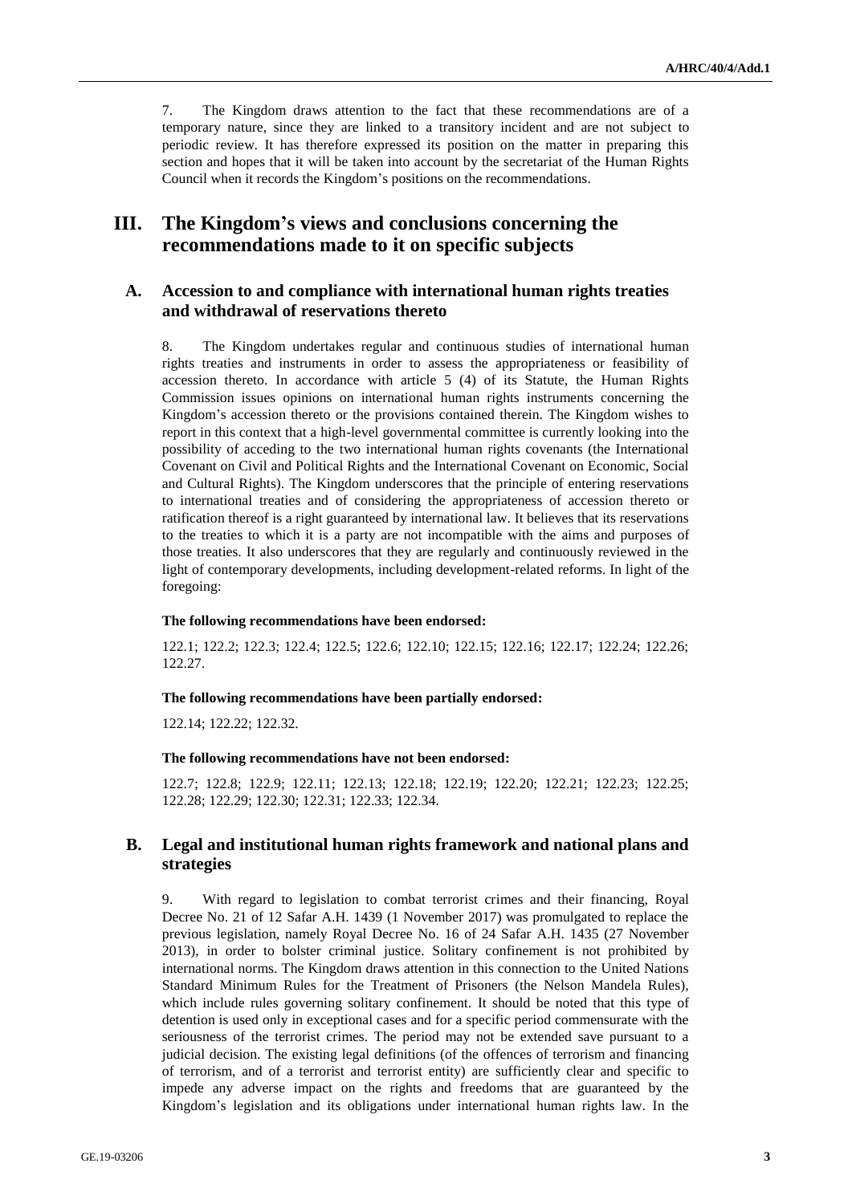7. The Kingdom draws attention to the fact that these recommendations are of a temporary nature, since they are linked to a transitory incident and are not subject to periodic review. It has therefore expressed its position on the matter in preparing this section and hopes that it will be taken into account by the secretariat of the Human Rights Council when it records the Kingdom's positions on the recommendations.

## III. The Kingdom's views and conclusions concerning the recommendations made to it on specific subjects

### A. Accession to and compliance with international human rights treaties and withdrawal of reservations thereto

8. The Kingdom undertakes regular and continuous studies of international human rights treaties and instruments in order to assess the appropriateness or feasibility of accession thereto. In accordance with article 5 (4) of its Statute, the Human Rights Commission issues opinions on international human rights instruments concerning the Kingdom's accession thereto or the provisions contained therein. The Kingdom wishes to report in this context that a high-level governmental committee is currently looking into the possibility of acceding to the two international human rights covenants (the International Covenant on Civil and Political Rights and the International Covenant on Economic, Social and Cultural Rights). The Kingdom underscores that the principle of entering reservations to international treaties and of considering the appropriateness of accession thereto or ratification thereof is a right guaranteed by international law. It believes that its reservations to the treaties to which it is a party are not incompatible with the aims and purposes of those treaties. It also underscores that they are regularly and continuously reviewed in the light of contemporary developments, including development-related reforms. In light of the foregoing:

**The following recommendations have been endorsed:**

122.1; 122.2; 122.3; 122.4; 122.5; 122.6; 122.10; 122.15; 122.16; 122.17; 122.24; 122.26; 122.27.

**The following recommendations have been partially endorsed:**

122.14; 122.22; 122.32.

**The following recommendations have not been endorsed:**

122.7; 122.8; 122.9; 122.11; 122.13; 122.18; 122.19; 122.20; 122.21; 122.23; 122.25; 122.28; 122.29; 122.30; 122.31; 122.33; 122.34.

### B. Legal and institutional human rights framework and national plans and strategies

9. With regard to legislation to combat terrorist crimes and their financing, Royal Decree No. 21 of 12 Safar A.H. 1439 (1 November 2017) was promulgated to replace the previous legislation, namely Royal Decree No. 16 of 24 Safar A.H. 1435 (27 November 2013), in order to bolster criminal justice. Solitary confinement is not prohibited by international norms. The Kingdom draws attention in this connection to the United Nations Standard Minimum Rules for the Treatment of Prisoners (the Nelson Mandela Rules), which include rules governing solitary confinement. It should be noted that this type of detention is used only in exceptional cases and for a specific period commensurate with the seriousness of the terrorist crimes. The period may not be extended save pursuant to a judicial decision. The existing legal definitions (of the offences of terrorism and financing of terrorism, and of a terrorist and terrorist entity) are sufficiently clear and specific to impede any adverse impact on the rights and freedoms that are guaranteed by the Kingdom's legislation and its obligations under international human rights law. In the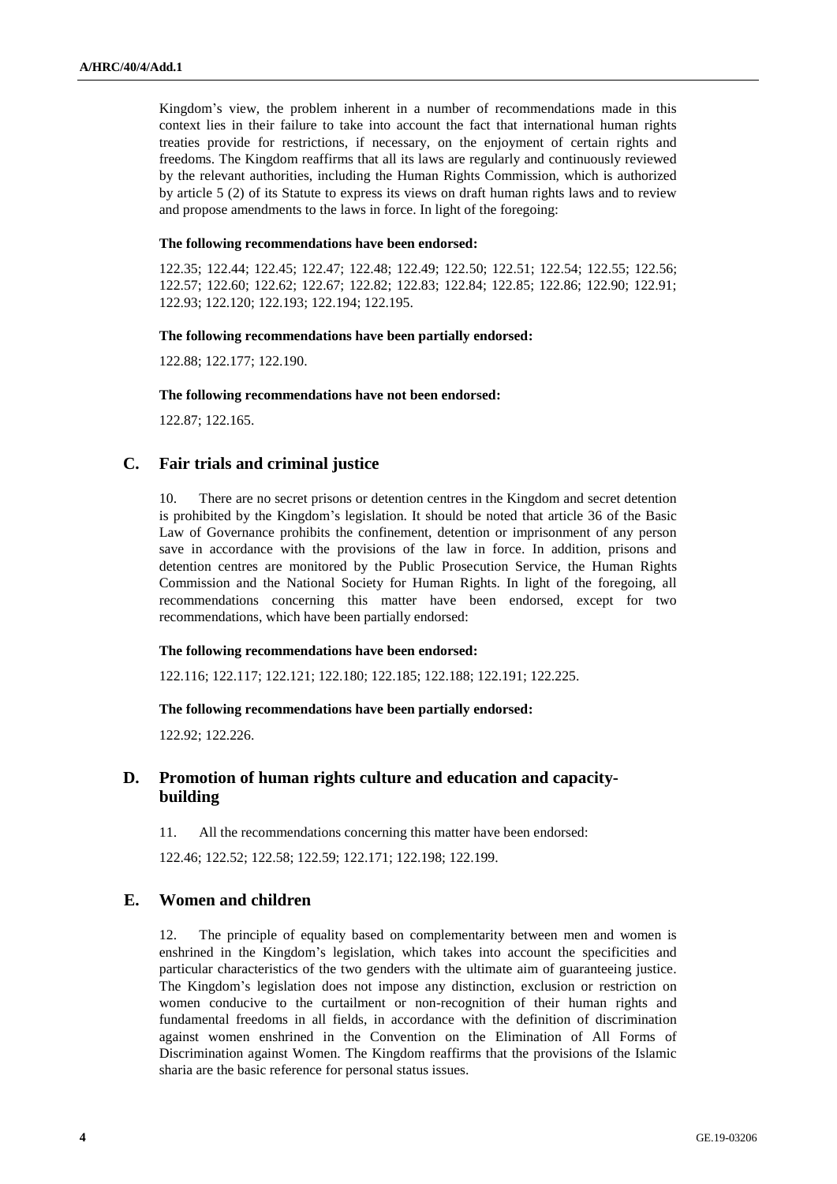Kingdom's view, the problem inherent in a number of recommendations made in this context lies in their failure to take into account the fact that international human rights treaties provide for restrictions, if necessary, on the enjoyment of certain rights and freedoms. The Kingdom reaffirms that all its laws are regularly and continuously reviewed by the relevant authorities, including the Human Rights Commission, which is authorized by article 5 (2) of its Statute to express its views on draft human rights laws and to review and propose amendments to the laws in force. In light of the foregoing:

**The following recommendations have been endorsed:**

122.35; 122.44; 122.45; 122.47; 122.48; 122.49; 122.50; 122.51; 122.54; 122.55; 122.56; 122.57; 122.60; 122.62; 122.67; 122.82; 122.83; 122.84; 122.85; 122.86; 122.90; 122.91; 122.93; 122.120; 122.193; 122.194; 122.195.

**The following recommendations have been partially endorsed:**

122.88; 122.177; 122.190.

**The following recommendations have not been endorsed:**

122.87; 122.165.

## C. Fair trials and criminal justice

10. There are no secret prisons or detention centres in the Kingdom and secret detention is prohibited by the Kingdom's legislation. It should be noted that article 36 of the Basic Law of Governance prohibits the confinement, detention or imprisonment of any person save in accordance with the provisions of the law in force. In addition, prisons and detention centres are monitored by the Public Prosecution Service, the Human Rights Commission and the National Society for Human Rights. In light of the foregoing, all recommendations concerning this matter have been endorsed, except for two recommendations, which have been partially endorsed:

**The following recommendations have been endorsed:**

122.116; 122.117; 122.121; 122.180; 122.185; 122.188; 122.191; 122.225.

**The following recommendations have been partially endorsed:**

122.92; 122.226.

## D. Promotion of human rights culture and education and capacity-building

11. All the recommendations concerning this matter have been endorsed:

122.46; 122.52; 122.58; 122.59; 122.171; 122.198; 122.199.

## E. Women and children

12. The principle of equality based on complementarity between men and women is enshrined in the Kingdom's legislation, which takes into account the specificities and particular characteristics of the two genders with the ultimate aim of guaranteeing justice. The Kingdom's legislation does not impose any distinction, exclusion or restriction on women conducive to the curtailment or non-recognition of their human rights and fundamental freedoms in all fields, in accordance with the definition of discrimination against women enshrined in the Convention on the Elimination of All Forms of Discrimination against Women. The Kingdom reaffirms that the provisions of the Islamic sharia are the basic reference for personal status issues.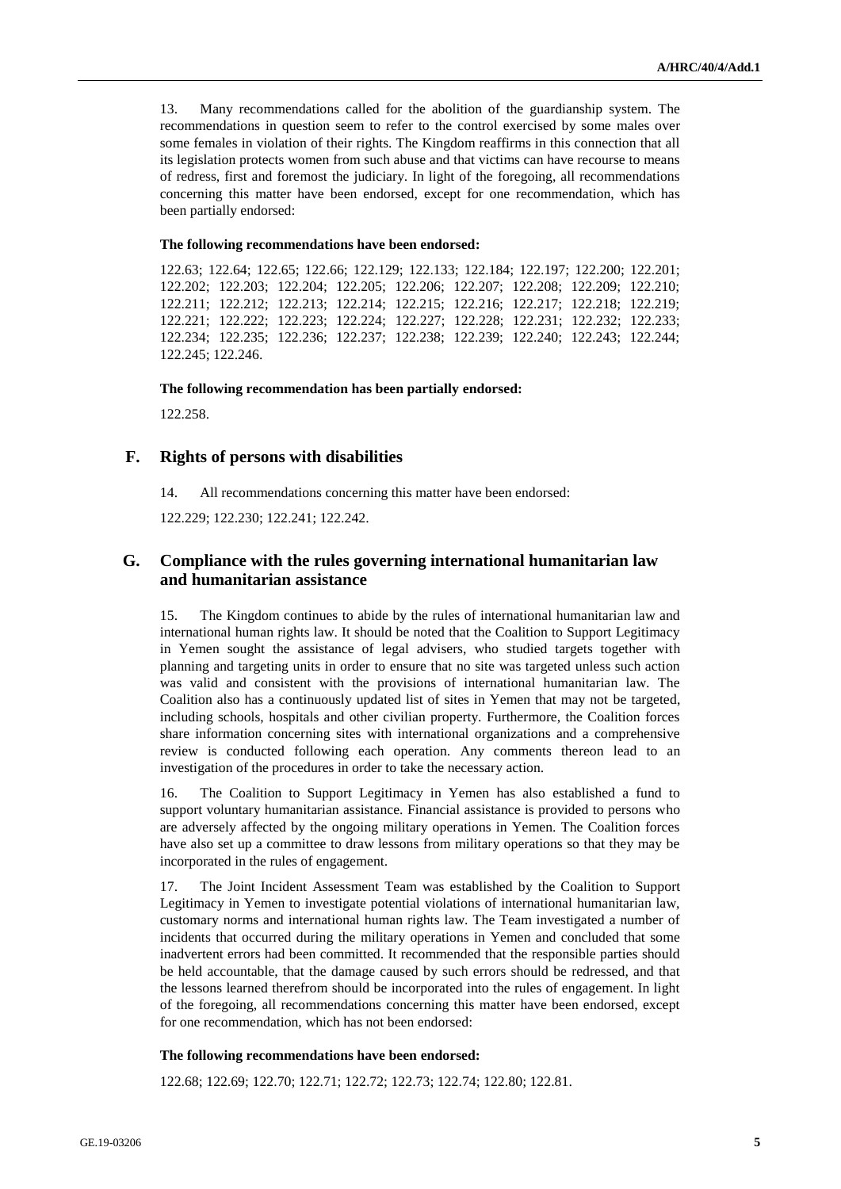13. Many recommendations called for the abolition of the guardianship system. The recommendations in question seem to refer to the control exercised by some males over some females in violation of their rights. The Kingdom reaffirms in this connection that all its legislation protects women from such abuse and that victims can have recourse to means of redress, first and foremost the judiciary. In light of the foregoing, all recommendations concerning this matter have been endorsed, except for one recommendation, which has been partially endorsed:

**The following recommendations have been endorsed:**

122.63; 122.64; 122.65; 122.66; 122.129; 122.133; 122.184; 122.197; 122.200; 122.201; 122.202; 122.203; 122.204; 122.205; 122.206; 122.207; 122.208; 122.209; 122.210; 122.211; 122.212; 122.213; 122.214; 122.215; 122.216; 122.217; 122.218; 122.219; 122.221; 122.222; 122.223; 122.224; 122.227; 122.228; 122.231; 122.232; 122.233; 122.234; 122.235; 122.236; 122.237; 122.238; 122.239; 122.240; 122.243; 122.244; 122.245; 122.246.

**The following recommendation has been partially endorsed:**

122.258.

## F. Rights of persons with disabilities

14. All recommendations concerning this matter have been endorsed:

122.229; 122.230; 122.241; 122.242.

## G. Compliance with the rules governing international humanitarian law and humanitarian assistance

15. The Kingdom continues to abide by the rules of international humanitarian law and international human rights law. It should be noted that the Coalition to Support Legitimacy in Yemen sought the assistance of legal advisers, who studied targets together with planning and targeting units in order to ensure that no site was targeted unless such action was valid and consistent with the provisions of international humanitarian law. The Coalition also has a continuously updated list of sites in Yemen that may not be targeted, including schools, hospitals and other civilian property. Furthermore, the Coalition forces share information concerning sites with international organizations and a comprehensive review is conducted following each operation. Any comments thereon lead to an investigation of the procedures in order to take the necessary action.

16. The Coalition to Support Legitimacy in Yemen has also established a fund to support voluntary humanitarian assistance. Financial assistance is provided to persons who are adversely affected by the ongoing military operations in Yemen. The Coalition forces have also set up a committee to draw lessons from military operations so that they may be incorporated in the rules of engagement.

17. The Joint Incident Assessment Team was established by the Coalition to Support Legitimacy in Yemen to investigate potential violations of international humanitarian law, customary norms and international human rights law. The Team investigated a number of incidents that occurred during the military operations in Yemen and concluded that some inadvertent errors had been committed. It recommended that the responsible parties should be held accountable, that the damage caused by such errors should be redressed, and that the lessons learned therefrom should be incorporated into the rules of engagement. In light of the foregoing, all recommendations concerning this matter have been endorsed, except for one recommendation, which has not been endorsed:

**The following recommendations have been endorsed:**

122.68; 122.69; 122.70; 122.71; 122.72; 122.73; 122.74; 122.80; 122.81.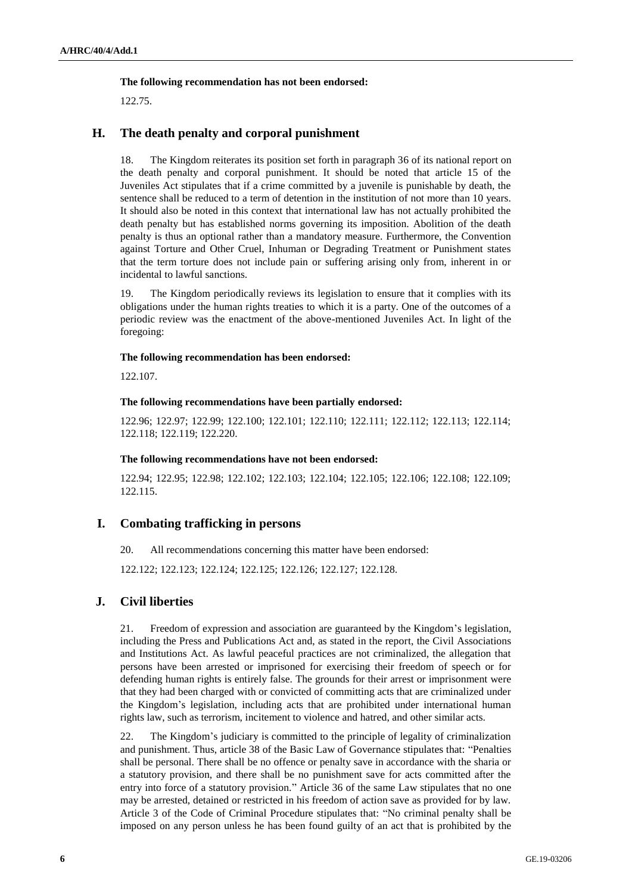**The following recommendation has not been endorsed:**

122.75.

## H. The death penalty and corporal punishment

18. The Kingdom reiterates its position set forth in paragraph 36 of its national report on the death penalty and corporal punishment. It should be noted that article 15 of the Juveniles Act stipulates that if a crime committed by a juvenile is punishable by death, the sentence shall be reduced to a term of detention in the institution of not more than 10 years. It should also be noted in this context that international law has not actually prohibited the death penalty but has established norms governing its imposition. Abolition of the death penalty is thus an optional rather than a mandatory measure. Furthermore, the Convention against Torture and Other Cruel, Inhuman or Degrading Treatment or Punishment states that the term torture does not include pain or suffering arising only from, inherent in or incidental to lawful sanctions.

19. The Kingdom periodically reviews its legislation to ensure that it complies with its obligations under the human rights treaties to which it is a party. One of the outcomes of a periodic review was the enactment of the above-mentioned Juveniles Act. In light of the foregoing:

**The following recommendation has been endorsed:**

122.107.

**The following recommendations have been partially endorsed:**

122.96; 122.97; 122.99; 122.100; 122.101; 122.110; 122.111; 122.112; 122.113; 122.114; 122.118; 122.119; 122.220.

**The following recommendations have not been endorsed:**

122.94; 122.95; 122.98; 122.102; 122.103; 122.104; 122.105; 122.106; 122.108; 122.109; 122.115.

## I. Combating trafficking in persons

20. All recommendations concerning this matter have been endorsed:

122.122; 122.123; 122.124; 122.125; 122.126; 122.127; 122.128.

## J. Civil liberties

21. Freedom of expression and association are guaranteed by the Kingdom's legislation, including the Press and Publications Act and, as stated in the report, the Civil Associations and Institutions Act. As lawful peaceful practices are not criminalized, the allegation that persons have been arrested or imprisoned for exercising their freedom of speech or for defending human rights is entirely false. The grounds for their arrest or imprisonment were that they had been charged with or convicted of committing acts that are criminalized under the Kingdom's legislation, including acts that are prohibited under international human rights law, such as terrorism, incitement to violence and hatred, and other similar acts.

22. The Kingdom's judiciary is committed to the principle of legality of criminalization and punishment. Thus, article 38 of the Basic Law of Governance stipulates that: "Penalties shall be personal. There shall be no offence or penalty save in accordance with the sharia or a statutory provision, and there shall be no punishment save for acts committed after the entry into force of a statutory provision." Article 36 of the same Law stipulates that no one may be arrested, detained or restricted in his freedom of action save as provided for by law. Article 3 of the Code of Criminal Procedure stipulates that: "No criminal penalty shall be imposed on any person unless he has been found guilty of an act that is prohibited by the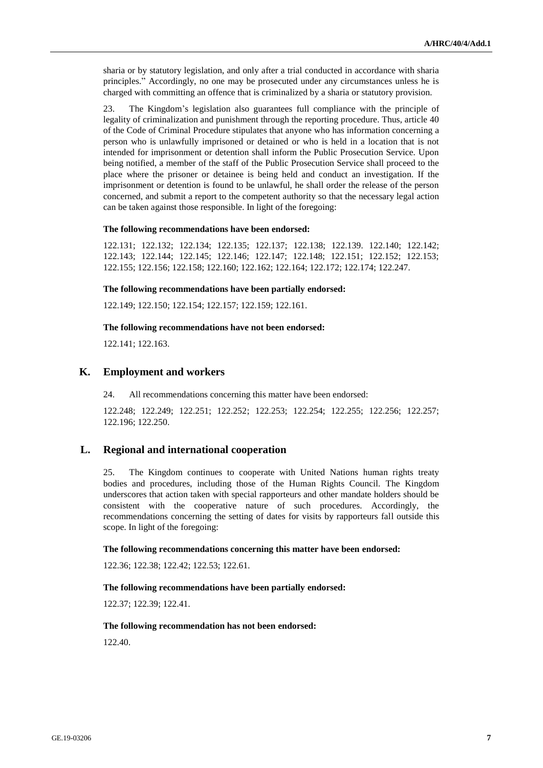sharia or by statutory legislation, and only after a trial conducted in accordance with sharia principles." Accordingly, no one may be prosecuted under any circumstances unless he is charged with committing an offence that is criminalized by a sharia or statutory provision.

23. The Kingdom's legislation also guarantees full compliance with the principle of legality of criminalization and punishment through the reporting procedure. Thus, article 40 of the Code of Criminal Procedure stipulates that anyone who has information concerning a person who is unlawfully imprisoned or detained or who is held in a location that is not intended for imprisonment or detention shall inform the Public Prosecution Service. Upon being notified, a member of the staff of the Public Prosecution Service shall proceed to the place where the prisoner or detainee is being held and conduct an investigation. If the imprisonment or detention is found to be unlawful, he shall order the release of the person concerned, and submit a report to the competent authority so that the necessary legal action can be taken against those responsible. In light of the foregoing:

**The following recommendations have been endorsed:**

122.131; 122.132; 122.134; 122.135; 122.137; 122.138; 122.139. 122.140; 122.142; 122.143; 122.144; 122.145; 122.146; 122.147; 122.148; 122.151; 122.152; 122.153; 122.155; 122.156; 122.158; 122.160; 122.162; 122.164; 122.172; 122.174; 122.247.

**The following recommendations have been partially endorsed:**

122.149; 122.150; 122.154; 122.157; 122.159; 122.161.

**The following recommendations have not been endorsed:**

122.141; 122.163.

## K. Employment and workers

24. All recommendations concerning this matter have been endorsed:

122.248; 122.249; 122.251; 122.252; 122.253; 122.254; 122.255; 122.256; 122.257; 122.196; 122.250.

## L. Regional and international cooperation

25. The Kingdom continues to cooperate with United Nations human rights treaty bodies and procedures, including those of the Human Rights Council. The Kingdom underscores that action taken with special rapporteurs and other mandate holders should be consistent with the cooperative nature of such procedures. Accordingly, the recommendations concerning the setting of dates for visits by rapporteurs fall outside this scope. In light of the foregoing:

**The following recommendations concerning this matter have been endorsed:**

122.36; 122.38; 122.42; 122.53; 122.61.

**The following recommendations have been partially endorsed:**

122.37; 122.39; 122.41.

**The following recommendation has not been endorsed:**

122.40.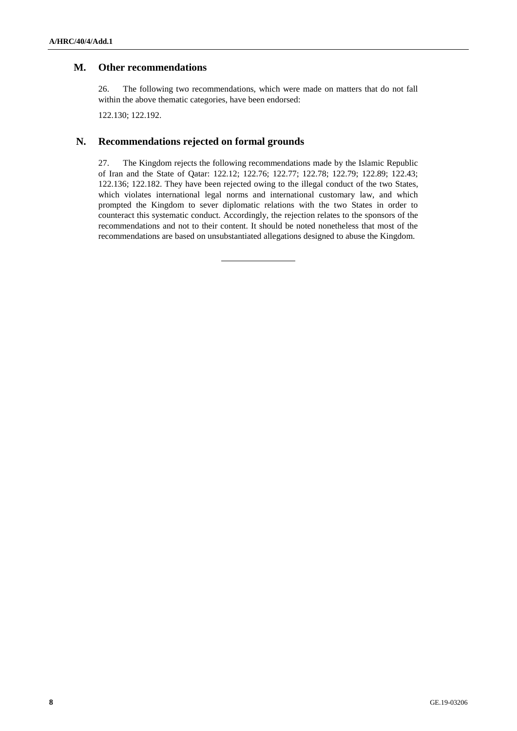## M. Other recommendations

26. The following two recommendations, which were made on matters that do not fall within the above thematic categories, have been endorsed:

122.130; 122.192.

## N. Recommendations rejected on formal grounds

27. The Kingdom rejects the following recommendations made by the Islamic Republic of Iran and the State of Qatar: 122.12; 122.76; 122.77; 122.78; 122.79; 122.89; 122.43; 122.136; 122.182. They have been rejected owing to the illegal conduct of the two States, which violates international legal norms and international customary law, and which prompted the Kingdom to sever diplomatic relations with the two States in order to counteract this systematic conduct. Accordingly, the rejection relates to the sponsors of the recommendations and not to their content. It should be noted nonetheless that most of the recommendations are based on unsubstantiated allegations designed to abuse the Kingdom.